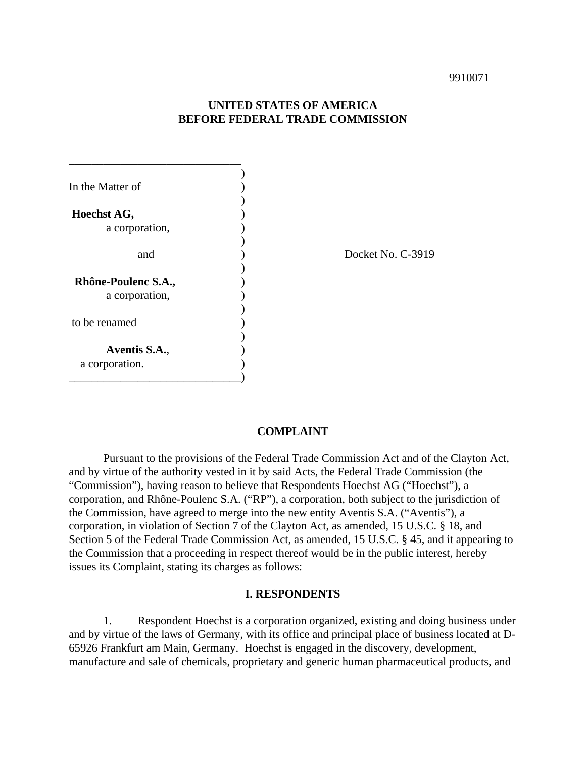9910071

**UNITED STATES OF AMERICA**
**BEFORE FEDERAL TRADE COMMISSION**

In the Matter of

**Hoechst AG,**
a corporation,

and

**Rhône-Poulenc S.A.,**
a corporation,

to be renamed

**Aventis S.A.**,
a corporation.

Docket No. C-3919

## COMPLAINT

Pursuant to the provisions of the Federal Trade Commission Act and of the Clayton Act, and by virtue of the authority vested in it by said Acts, the Federal Trade Commission (the "Commission"), having reason to believe that Respondents Hoechst AG ("Hoechst"), a corporation, and Rhône-Poulenc S.A. ("RP"), a corporation, both subject to the jurisdiction of the Commission, have agreed to merge into the new entity Aventis S.A. ("Aventis"), a corporation, in violation of Section 7 of the Clayton Act, as amended, 15 U.S.C. § 18, and Section 5 of the Federal Trade Commission Act, as amended, 15 U.S.C. § 45, and it appearing to the Commission that a proceeding in respect thereof would be in the public interest, hereby issues its Complaint, stating its charges as follows:

### I. RESPONDENTS

1. Respondent Hoechst is a corporation organized, existing and doing business under and by virtue of the laws of Germany, with its office and principal place of business located at D-65926 Frankfurt am Main, Germany. Hoechst is engaged in the discovery, development, manufacture and sale of chemicals, proprietary and generic human pharmaceutical products, and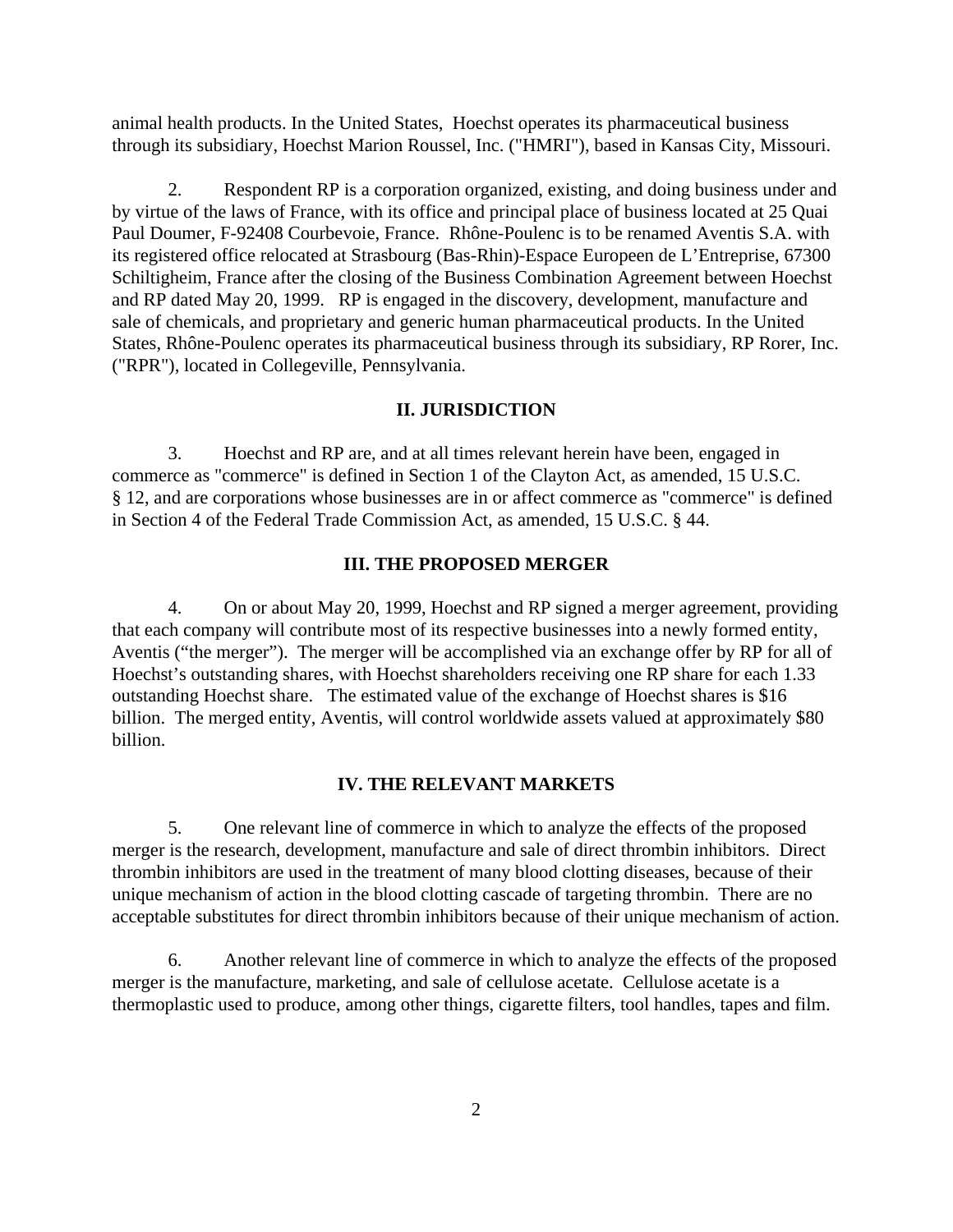animal health products. In the United States, Hoechst operates its pharmaceutical business through its subsidiary, Hoechst Marion Roussel, Inc. ("HMRI"), based in Kansas City, Missouri.

2. Respondent RP is a corporation organized, existing, and doing business under and by virtue of the laws of France, with its office and principal place of business located at 25 Quai Paul Doumer, F-92408 Courbevoie, France. Rhône-Poulenc is to be renamed Aventis S.A. with its registered office relocated at Strasbourg (Bas-Rhin)-Espace Europeen de L'Entreprise, 67300 Schiltigheim, France after the closing of the Business Combination Agreement between Hoechst and RP dated May 20, 1999. RP is engaged in the discovery, development, manufacture and sale of chemicals, and proprietary and generic human pharmaceutical products. In the United States, Rhône-Poulenc operates its pharmaceutical business through its subsidiary, RP Rorer, Inc. ("RPR"), located in Collegeville, Pennsylvania.

## II. JURISDICTION

3. Hoechst and RP are, and at all times relevant herein have been, engaged in commerce as "commerce" is defined in Section 1 of the Clayton Act, as amended, 15 U.S.C. § 12, and are corporations whose businesses are in or affect commerce as "commerce" is defined in Section 4 of the Federal Trade Commission Act, as amended, 15 U.S.C. § 44.

## III. THE PROPOSED MERGER

4. On or about May 20, 1999, Hoechst and RP signed a merger agreement, providing that each company will contribute most of its respective businesses into a newly formed entity, Aventis ("the merger"). The merger will be accomplished via an exchange offer by RP for all of Hoechst's outstanding shares, with Hoechst shareholders receiving one RP share for each 1.33 outstanding Hoechst share. The estimated value of the exchange of Hoechst shares is $16 billion. The merged entity, Aventis, will control worldwide assets valued at approximately $80 billion.

## IV. THE RELEVANT MARKETS

5. One relevant line of commerce in which to analyze the effects of the proposed merger is the research, development, manufacture and sale of direct thrombin inhibitors. Direct thrombin inhibitors are used in the treatment of many blood clotting diseases, because of their unique mechanism of action in the blood clotting cascade of targeting thrombin. There are no acceptable substitutes for direct thrombin inhibitors because of their unique mechanism of action.

6. Another relevant line of commerce in which to analyze the effects of the proposed merger is the manufacture, marketing, and sale of cellulose acetate. Cellulose acetate is a thermoplastic used to produce, among other things, cigarette filters, tool handles, tapes and film.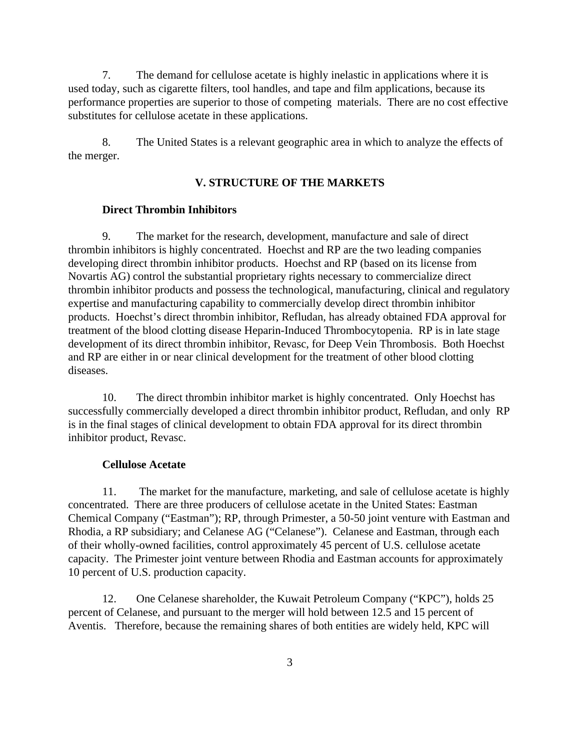7. The demand for cellulose acetate is highly inelastic in applications where it is used today, such as cigarette filters, tool handles, and tape and film applications, because its performance properties are superior to those of competing materials. There are no cost effective substitutes for cellulose acetate in these applications.

8. The United States is a relevant geographic area in which to analyze the effects of the merger.

## V. STRUCTURE OF THE MARKETS

**Direct Thrombin Inhibitors**

9. The market for the research, development, manufacture and sale of direct thrombin inhibitors is highly concentrated. Hoechst and RP are the two leading companies developing direct thrombin inhibitor products. Hoechst and RP (based on its license from Novartis AG) control the substantial proprietary rights necessary to commercialize direct thrombin inhibitor products and possess the technological, manufacturing, clinical and regulatory expertise and manufacturing capability to commercially develop direct thrombin inhibitor products. Hoechst's direct thrombin inhibitor, Refludan, has already obtained FDA approval for treatment of the blood clotting disease Heparin-Induced Thrombocytopenia. RP is in late stage development of its direct thrombin inhibitor, Revasc, for Deep Vein Thrombosis. Both Hoechst and RP are either in or near clinical development for the treatment of other blood clotting diseases.

10. The direct thrombin inhibitor market is highly concentrated. Only Hoechst has successfully commercially developed a direct thrombin inhibitor product, Refludan, and only RP is in the final stages of clinical development to obtain FDA approval for its direct thrombin inhibitor product, Revasc.

**Cellulose Acetate**

11. The market for the manufacture, marketing, and sale of cellulose acetate is highly concentrated. There are three producers of cellulose acetate in the United States: Eastman Chemical Company ("Eastman"); RP, through Primester, a 50-50 joint venture with Eastman and Rhodia, a RP subsidiary; and Celanese AG ("Celanese"). Celanese and Eastman, through each of their wholly-owned facilities, control approximately 45 percent of U.S. cellulose acetate capacity. The Primester joint venture between Rhodia and Eastman accounts for approximately 10 percent of U.S. production capacity.

12. One Celanese shareholder, the Kuwait Petroleum Company ("KPC"), holds 25 percent of Celanese, and pursuant to the merger will hold between 12.5 and 15 percent of Aventis. Therefore, because the remaining shares of both entities are widely held, KPC will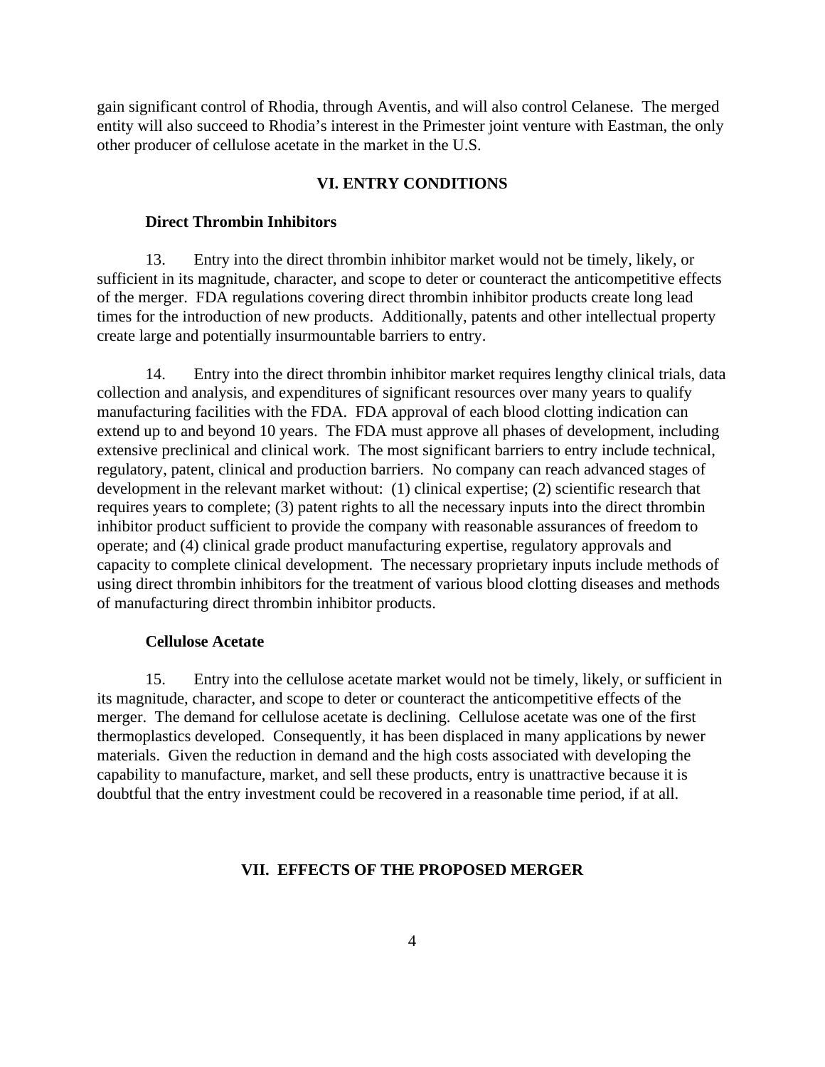gain significant control of Rhodia, through Aventis, and will also control Celanese. The merged entity will also succeed to Rhodia's interest in the Primester joint venture with Eastman, the only other producer of cellulose acetate in the market in the U.S.

## VI. ENTRY CONDITIONS

**Direct Thrombin Inhibitors**

13. Entry into the direct thrombin inhibitor market would not be timely, likely, or sufficient in its magnitude, character, and scope to deter or counteract the anticompetitive effects of the merger. FDA regulations covering direct thrombin inhibitor products create long lead times for the introduction of new products. Additionally, patents and other intellectual property create large and potentially insurmountable barriers to entry.

14. Entry into the direct thrombin inhibitor market requires lengthy clinical trials, data collection and analysis, and expenditures of significant resources over many years to qualify manufacturing facilities with the FDA. FDA approval of each blood clotting indication can extend up to and beyond 10 years. The FDA must approve all phases of development, including extensive preclinical and clinical work. The most significant barriers to entry include technical, regulatory, patent, clinical and production barriers. No company can reach advanced stages of development in the relevant market without: (1) clinical expertise; (2) scientific research that requires years to complete; (3) patent rights to all the necessary inputs into the direct thrombin inhibitor product sufficient to provide the company with reasonable assurances of freedom to operate; and (4) clinical grade product manufacturing expertise, regulatory approvals and capacity to complete clinical development. The necessary proprietary inputs include methods of using direct thrombin inhibitors for the treatment of various blood clotting diseases and methods of manufacturing direct thrombin inhibitor products.

**Cellulose Acetate**

15. Entry into the cellulose acetate market would not be timely, likely, or sufficient in its magnitude, character, and scope to deter or counteract the anticompetitive effects of the merger. The demand for cellulose acetate is declining. Cellulose acetate was one of the first thermoplastics developed. Consequently, it has been displaced in many applications by newer materials. Given the reduction in demand and the high costs associated with developing the capability to manufacture, market, and sell these products, entry is unattractive because it is doubtful that the entry investment could be recovered in a reasonable time period, if at all.

## VII. EFFECTS OF THE PROPOSED MERGER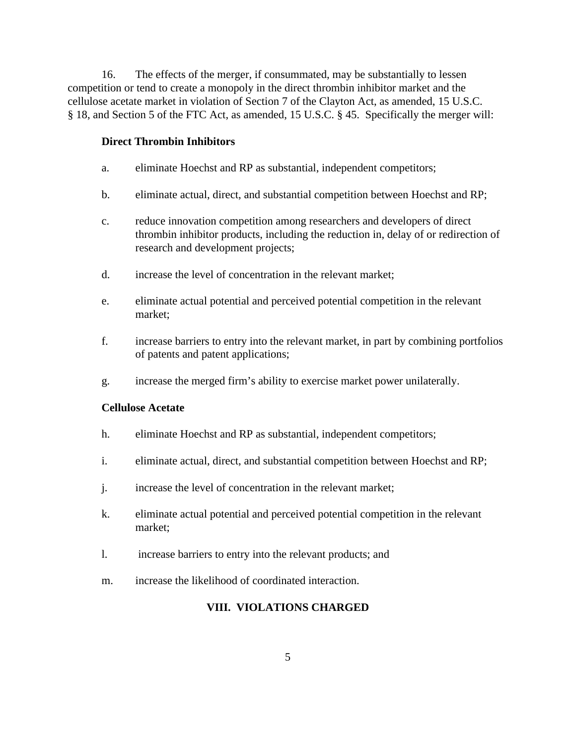16. The effects of the merger, if consummated, may be substantially to lessen competition or tend to create a monopoly in the direct thrombin inhibitor market and the cellulose acetate market in violation of Section 7 of the Clayton Act, as amended, 15 U.S.C. § 18, and Section 5 of the FTC Act, as amended, 15 U.S.C. § 45. Specifically the merger will:

**Direct Thrombin Inhibitors**

a. eliminate Hoechst and RP as substantial, independent competitors;

b. eliminate actual, direct, and substantial competition between Hoechst and RP;

c. reduce innovation competition among researchers and developers of direct thrombin inhibitor products, including the reduction in, delay of or redirection of research and development projects;

d. increase the level of concentration in the relevant market;

e. eliminate actual potential and perceived potential competition in the relevant market;

f. increase barriers to entry into the relevant market, in part by combining portfolios of patents and patent applications;

g. increase the merged firm's ability to exercise market power unilaterally.

**Cellulose Acetate**

h. eliminate Hoechst and RP as substantial, independent competitors;

i. eliminate actual, direct, and substantial competition between Hoechst and RP;

j. increase the level of concentration in the relevant market;

k. eliminate actual potential and perceived potential competition in the relevant market;

l. increase barriers to entry into the relevant products; and

m. increase the likelihood of coordinated interaction.

## VIII. VIOLATIONS CHARGED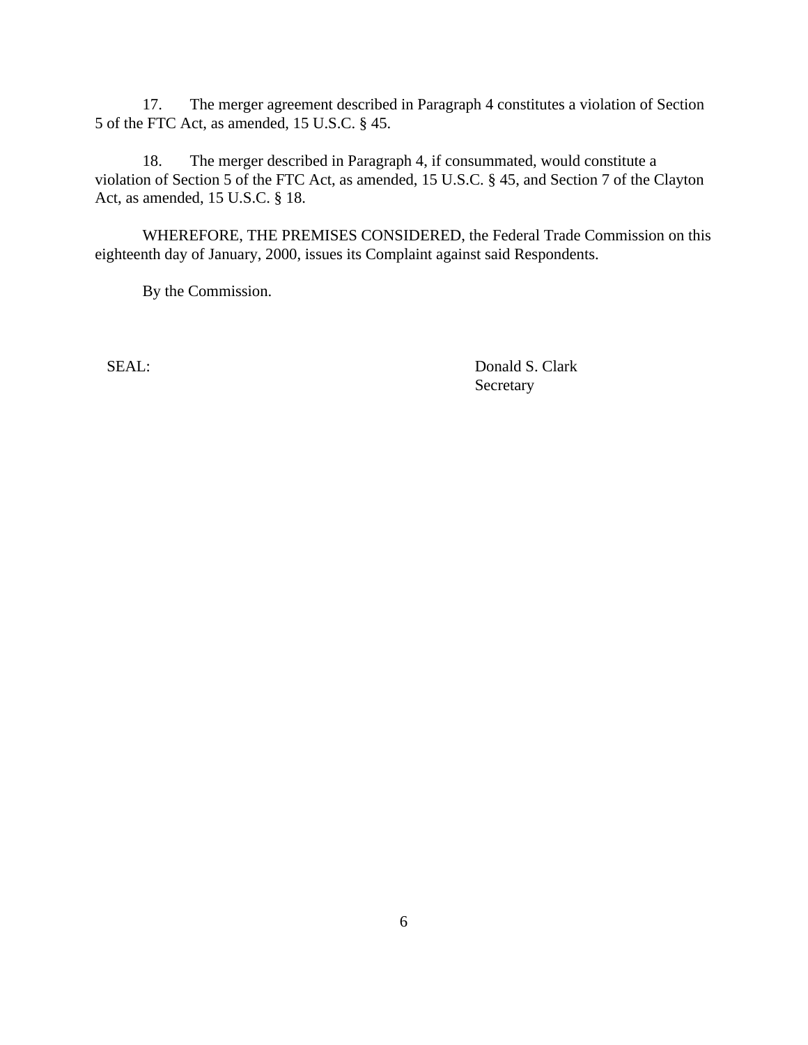17. The merger agreement described in Paragraph 4 constitutes a violation of Section 5 of the FTC Act, as amended, 15 U.S.C. § 45.

18. The merger described in Paragraph 4, if consummated, would constitute a violation of Section 5 of the FTC Act, as amended, 15 U.S.C. § 45, and Section 7 of the Clayton Act, as amended, 15 U.S.C. § 18.

WHEREFORE, THE PREMISES CONSIDERED, the Federal Trade Commission on this eighteenth day of January, 2000, issues its Complaint against said Respondents.

By the Commission.

SEAL:

Donald S. Clark
Secretary